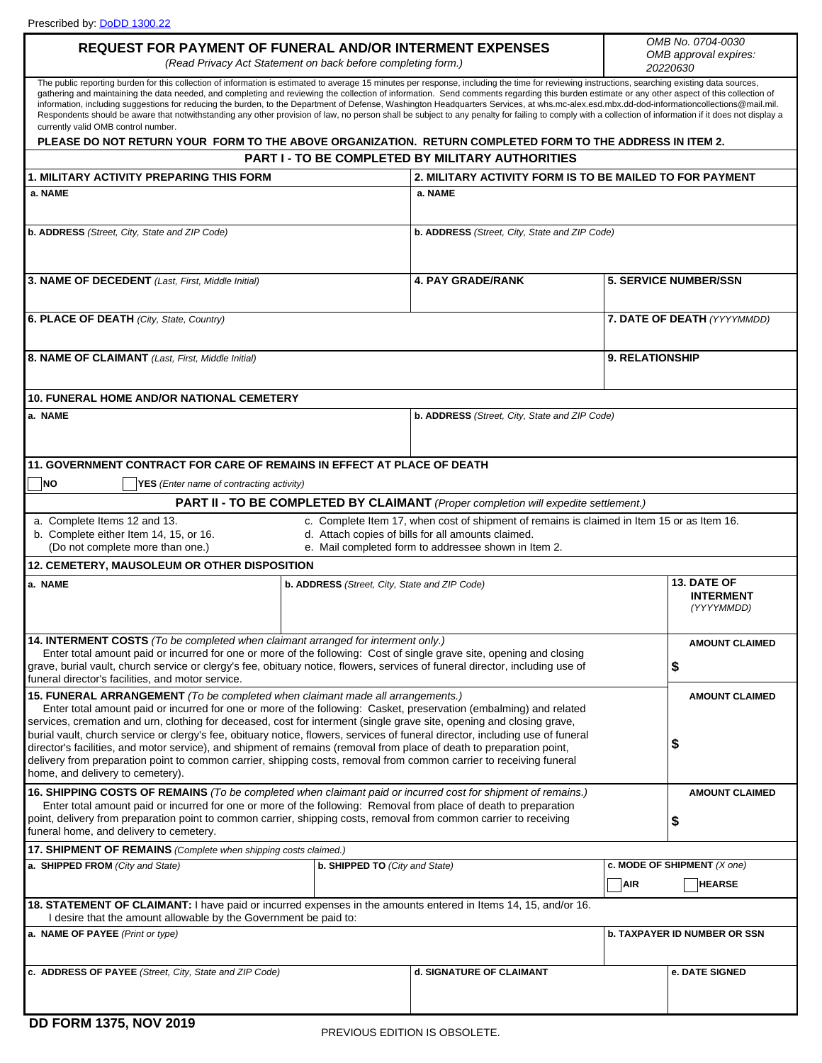Prescribed by: DoDD 1300.22

# REQUEST FOR PAYMENT OF FUNERAL AND/OR INTERMENT EXPENSES

*(Read Privacy Act Statement on back before completing form.)*

*OMB No. 0704-0030*
*OMB approval expires: 20220630*

The public reporting burden for this collection of information is estimated to average 15 minutes per response, including the time for reviewing instructions, searching existing data sources, gathering and maintaining the data needed, and completing and reviewing the collection of information. Send comments regarding this burden estimate or any other aspect of this collection of information, including suggestions for reducing the burden, to the Department of Defense, Washington Headquarters Services, at whs.mc-alex.esd.mbx.dd-dod-informationcollections@mail.mil. Respondents should be aware that notwithstanding any other provision of law, no person shall be subject to any penalty for failing to comply with a collection of information if it does not display a currently valid OMB control number.

**PLEASE DO NOT RETURN YOUR FORM TO THE ABOVE ORGANIZATION. RETURN COMPLETED FORM TO THE ADDRESS IN ITEM 2.**

## PART I - TO BE COMPLETED BY MILITARY AUTHORITIES

| **1. MILITARY ACTIVITY PREPARING THIS FORM** | **2. MILITARY ACTIVITY FORM IS TO BE MAILED TO FOR PAYMENT** |
|---|---|
| **a. NAME** | **a. NAME** |
| **b. ADDRESS** *(Street, City, State and ZIP Code)* | **b. ADDRESS** *(Street, City, State and ZIP Code)* |

| **3. NAME OF DECEDENT** *(Last, First, Middle Initial)* | **4. PAY GRADE/RANK** | **5. SERVICE NUMBER/SSN** |
|---|---|---|
| | | |

| **6. PLACE OF DEATH** *(City, State, Country)* | **7. DATE OF DEATH** *(YYYYMMDD)* |
|---|---|
| **8. NAME OF CLAIMANT** *(Last, First, Middle Initial)* | **9. RELATIONSHIP** |

**10. FUNERAL HOME AND/OR NATIONAL CEMETERY**

| **a. NAME** | **b. ADDRESS** *(Street, City, State and ZIP Code)* |
|---|---|
| | |

**11. GOVERNMENT CONTRACT FOR CARE OF REMAINS IN EFFECT AT PLACE OF DEATH**

☐ **NO** ☐ **YES** *(Enter name of contracting activity)*

## PART II - TO BE COMPLETED BY CLAIMANT *(Proper completion will expedite settlement.)*

a. Complete Items 12 and 13.
b. Complete either Item 14, 15, or 16. (Do not complete more than one.)
c. Complete Item 17, when cost of shipment of remains is claimed in Item 15 or as Item 16.
d. Attach copies of bills for all amounts claimed.
e. Mail completed form to addressee shown in Item 2.

**12. CEMETERY, MAUSOLEUM OR OTHER DISPOSITION**

| **a. NAME** | **b. ADDRESS** *(Street, City, State and ZIP Code)* | **13. DATE OF INTERMENT** *(YYYYMMDD)* |
|---|---|---|
| | | |

| | |
|---|---|
| **14. INTERMENT COSTS** *(To be completed when claimant arranged for interment only.)* Enter total amount paid or incurred for one or more of the following: Cost of single grave site, opening and closing grave, burial vault, church service or clergy's fee, obituary notice, flowers, services of funeral director, including use of funeral director's facilities, and motor service. | **AMOUNT CLAIMED** $ |
| **15. FUNERAL ARRANGEMENT** *(To be completed when claimant made all arrangements.)* Enter total amount paid or incurred for one or more of the following: Casket, preservation (embalming) and related services, cremation and urn, clothing for deceased, cost for interment (single grave site, opening and closing grave, burial vault, church service or clergy's fee, obituary notice, flowers, services of funeral director, including use of funeral director's facilities, and motor service), and shipment of remains (removal from place of death to preparation point, delivery from preparation point to common carrier, shipping costs, removal from common carrier to receiving funeral home, and delivery to cemetery). | **AMOUNT CLAIMED** $ |
| **16. SHIPPING COSTS OF REMAINS** *(To be completed when claimant paid or incurred cost for shipment of remains.)* Enter total amount paid or incurred for one or more of the following: Removal from place of death to preparation point, delivery from preparation point to common carrier, shipping costs, removal from common carrier to receiving funeral home, and delivery to cemetery. | **AMOUNT CLAIMED** $ |

**17. SHIPMENT OF REMAINS** *(Complete when shipping costs claimed.)*

| **a. SHIPPED FROM** *(City and State)* | **b. SHIPPED TO** *(City and State)* | **c. MODE OF SHIPMENT** *(X one)* |
|---|---|---|
| | | ☐ **AIR** ☐ **HEARSE** |

**18. STATEMENT OF CLAIMANT:** I have paid or incurred expenses in the amounts entered in Items 14, 15, and/or 16. I desire that the amount allowable by the Government be paid to:

| **a. NAME OF PAYEE** *(Print or type)* | | **b. TAXPAYER ID NUMBER OR SSN** |
|---|---|---|
| **c. ADDRESS OF PAYEE** *(Street, City, State and ZIP Code)* | **d. SIGNATURE OF CLAIMANT** | **e. DATE SIGNED** |

**DD FORM 1375, NOV 2019** PREVIOUS EDITION IS OBSOLETE.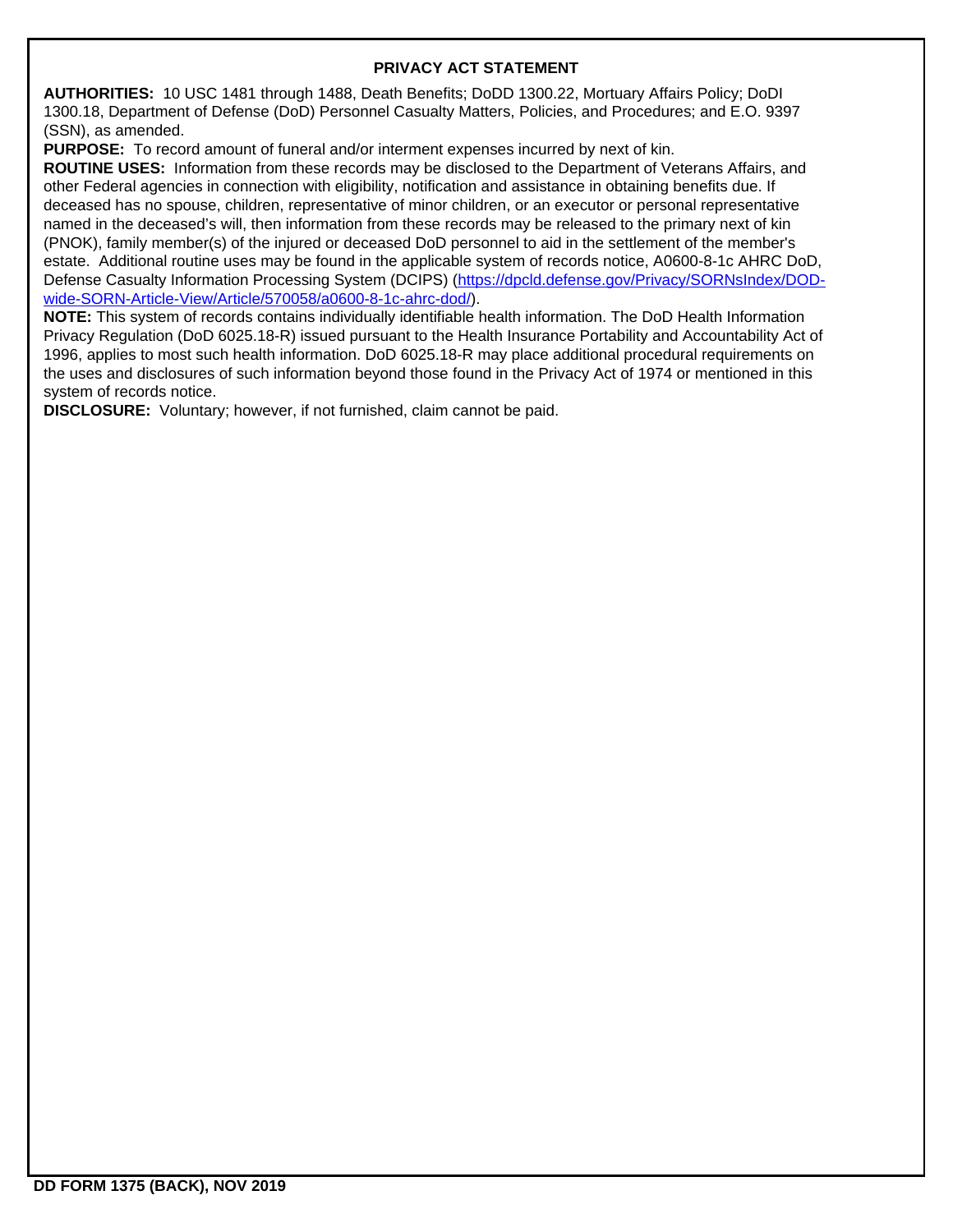## PRIVACY ACT STATEMENT

**AUTHORITIES:** 10 USC 1481 through 1488, Death Benefits; DoDD 1300.22, Mortuary Affairs Policy; DoDI 1300.18, Department of Defense (DoD) Personnel Casualty Matters, Policies, and Procedures; and E.O. 9397 (SSN), as amended.

**PURPOSE:** To record amount of funeral and/or interment expenses incurred by next of kin.

**ROUTINE USES:** Information from these records may be disclosed to the Department of Veterans Affairs, and other Federal agencies in connection with eligibility, notification and assistance in obtaining benefits due. If deceased has no spouse, children, representative of minor children, or an executor or personal representative named in the deceased's will, then information from these records may be released to the primary next of kin (PNOK), family member(s) of the injured or deceased DoD personnel to aid in the settlement of the member's estate. Additional routine uses may be found in the applicable system of records notice, A0600-8-1c AHRC DoD, Defense Casualty Information Processing System (DCIPS) (https://dpcld.defense.gov/Privacy/SORNsIndex/DOD-wide-SORN-Article-View/Article/570058/a0600-8-1c-ahrc-dod/).

**NOTE:** This system of records contains individually identifiable health information. The DoD Health Information Privacy Regulation (DoD 6025.18-R) issued pursuant to the Health Insurance Portability and Accountability Act of 1996, applies to most such health information. DoD 6025.18-R may place additional procedural requirements on the uses and disclosures of such information beyond those found in the Privacy Act of 1974 or mentioned in this system of records notice.

**DISCLOSURE:** Voluntary; however, if not furnished, claim cannot be paid.

**DD FORM 1375 (BACK), NOV 2019**